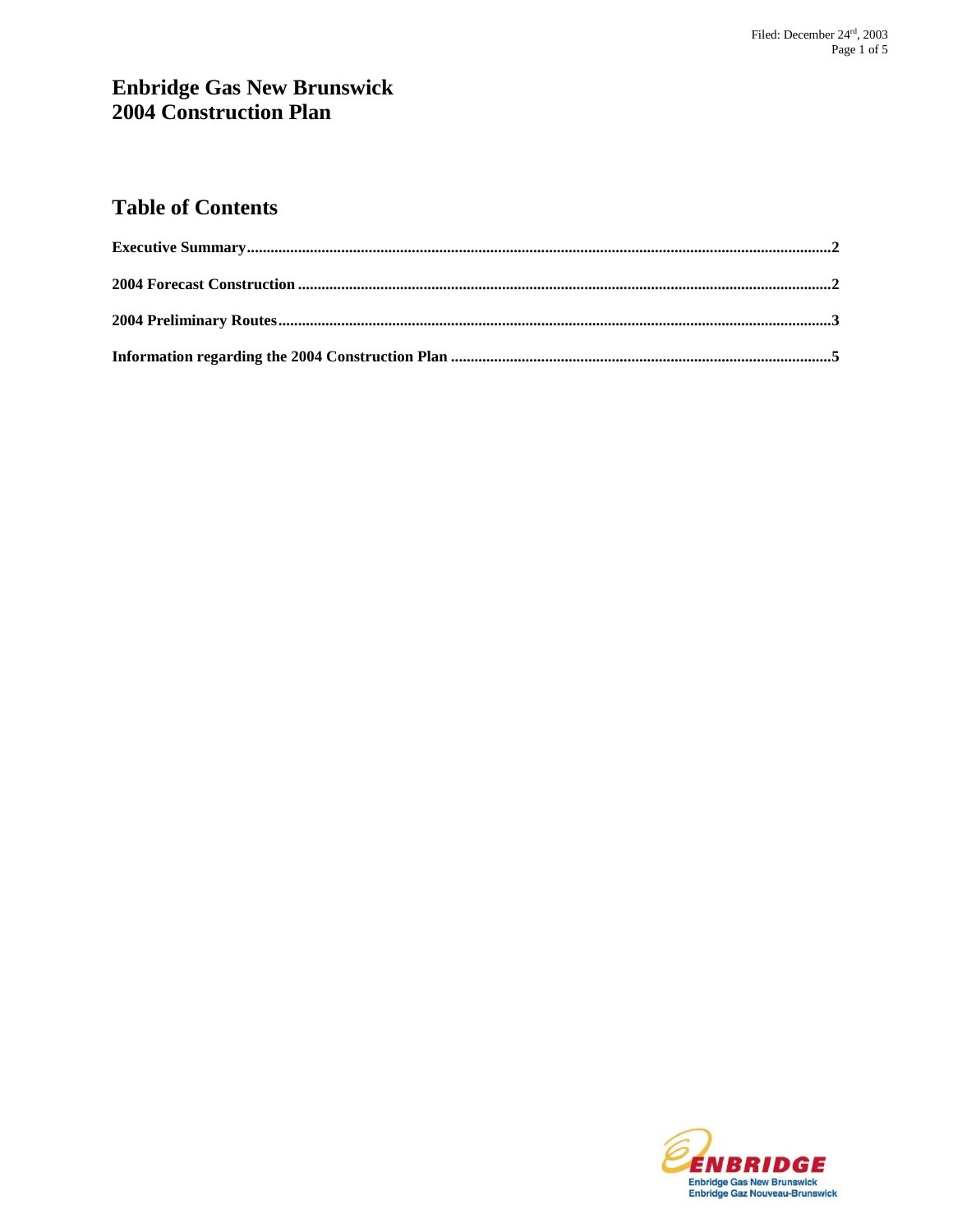# Enbridge Gas New Brunswick 2004 Construction Plan

## Table of Contents

**Executive Summary**......................................................................................................2

**2004 Forecast Construction**.........................................................................................2

**2004 Preliminary Routes**.............................................................................................3

**Information regarding the 2004 Construction Plan**....................................................5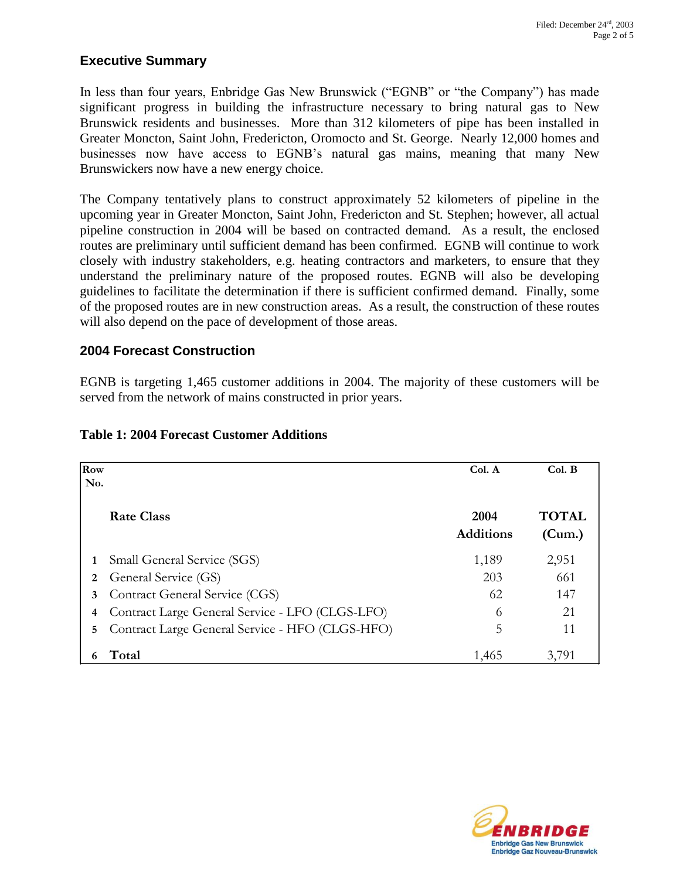## Executive Summary

In less than four years, Enbridge Gas New Brunswick ("EGNB" or "the Company") has made significant progress in building the infrastructure necessary to bring natural gas to New Brunswick residents and businesses. More than 312 kilometers of pipe has been installed in Greater Moncton, Saint John, Fredericton, Oromocto and St. George. Nearly 12,000 homes and businesses now have access to EGNB's natural gas mains, meaning that many New Brunswickers now have a new energy choice.

The Company tentatively plans to construct approximately 52 kilometers of pipeline in the upcoming year in Greater Moncton, Saint John, Fredericton and St. Stephen; however, all actual pipeline construction in 2004 will be based on contracted demand. As a result, the enclosed routes are preliminary until sufficient demand has been confirmed. EGNB will continue to work closely with industry stakeholders, e.g. heating contractors and marketers, to ensure that they understand the preliminary nature of the proposed routes. EGNB will also be developing guidelines to facilitate the determination if there is sufficient confirmed demand. Finally, some of the proposed routes are in new construction areas. As a result, the construction of these routes will also depend on the pace of development of those areas.

## 2004 Forecast Construction

EGNB is targeting 1,465 customer additions in 2004. The majority of these customers will be served from the network of mains constructed in prior years.

**Table 1: 2004 Forecast Customer Additions**

| Row No. | | Col. A | Col. B |
|---|---|---|---|
| | **Rate Class** | **2004 Additions** | **TOTAL (Cum.)** |
| **1** | Small General Service (SGS) | 1,189 | 2,951 |
| **2** | General Service (GS) | 203 | 661 |
| **3** | Contract General Service (CGS) | 62 | 147 |
| **4** | Contract Large General Service - LFO (CLGS-LFO) | 6 | 21 |
| **5** | Contract Large General Service - HFO (CLGS-HFO) | 5 | 11 |
| **6** | **Total** | 1,465 | 3,791 |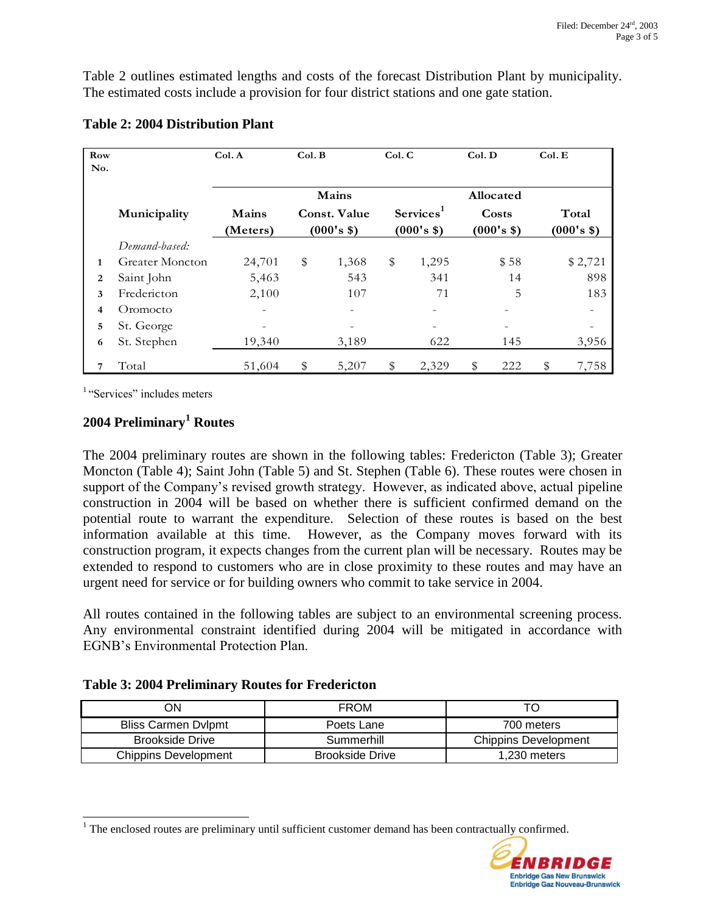Table 2 outlines estimated lengths and costs of the forecast Distribution Plant by municipality. The estimated costs include a provision for four district stations and one gate station.

**Table 2: 2004 Distribution Plant**

| Row No. | | Col. A | Col. B | Col. C | Col. D | Col. E |
|---|---|---|---|---|---|---|
| | Municipality | Mains (Meters) | Mains Const. Value (000's $) | Services[1] (000's $) | Allocated Costs (000's $) | Total (000's $) |
| | *Demand-based:* | | | | | |
| 1 | Greater Moncton | 24,701 | $ 1,368 | $ 1,295 | $ 58 | $ 2,721 |
| 2 | Saint John | 5,463 | 543 | 341 | 14 | 898 |
| 3 | Fredericton | 2,100 | 107 | 71 | 5 | 183 |
| 4 | Oromocto | - | - | - | - | - |
| 5 | St. George | - | - | - | - | - |
| 6 | St. Stephen | 19,340 | 3,189 | 622 | 145 | 3,956 |
| 7 | Total | 51,604 | $ 5,207 | $ 2,329 | $ 222 | $ 7,758 |

[1] "Services" includes meters

## 2004 Preliminary[1] Routes

The 2004 preliminary routes are shown in the following tables: Fredericton (Table 3); Greater Moncton (Table 4); Saint John (Table 5) and St. Stephen (Table 6). These routes were chosen in support of the Company's revised growth strategy. However, as indicated above, actual pipeline construction in 2004 will be based on whether there is sufficient confirmed demand on the potential route to warrant the expenditure. Selection of these routes is based on the best information available at this time. However, as the Company moves forward with its construction program, it expects changes from the current plan will be necessary. Routes may be extended to respond to customers who are in close proximity to these routes and may have an urgent need for service or for building owners who commit to take service in 2004.

All routes contained in the following tables are subject to an environmental screening process. Any environmental constraint identified during 2004 will be mitigated in accordance with EGNB's Environmental Protection Plan.

**Table 3: 2004 Preliminary Routes for Fredericton**

| ON | FROM | TO |
|---|---|---|
| Bliss Carmen Dvlpmt | Poets Lane | 700 meters |
| Brookside Drive | Summerhill | Chippins Development |
| Chippins Development | Brookside Drive | 1,230 meters |

[1] The enclosed routes are preliminary until sufficient customer demand has been contractually confirmed.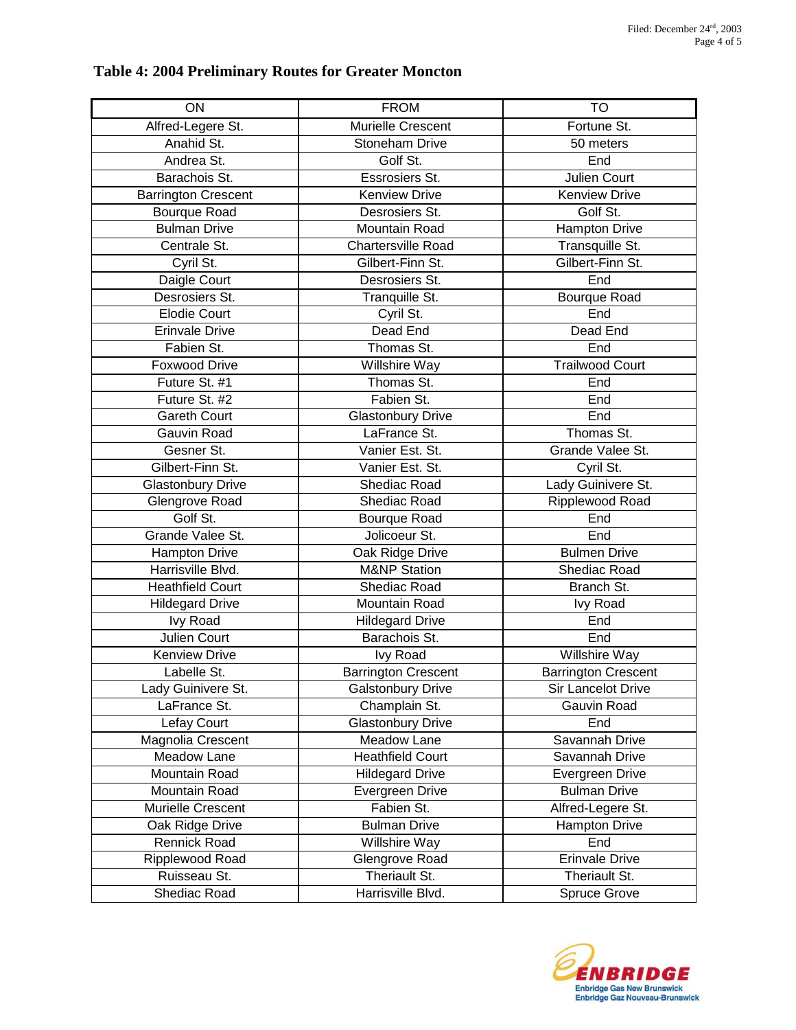## Table 4: 2004 Preliminary Routes for Greater Moncton

| ON | FROM | TO |
|---|---|---|
| Alfred-Legere St. | Murielle Crescent | Fortune St. |
| Anahid St. | Stoneham Drive | 50 meters |
| Andrea St. | Golf St. | End |
| Barachois St. | Essrosiers St. | Julien Court |
| Barrington Crescent | Kenview Drive | Kenview Drive |
| Bourque Road | Desrosiers St. | Golf St. |
| Bulman Drive | Mountain Road | Hampton Drive |
| Centrale St. | Chartersville Road | Transquille St. |
| Cyril St. | Gilbert-Finn St. | Gilbert-Finn St. |
| Daigle Court | Desrosiers St. | End |
| Desrosiers St. | Tranquille St. | Bourque Road |
| Elodie Court | Cyril St. | End |
| Erinvale Drive | Dead End | Dead End |
| Fabien St. | Thomas St. | End |
| Foxwood Drive | Willshire Way | Trailwood Court |
| Future St. #1 | Thomas St. | End |
| Future St. #2 | Fabien St. | End |
| Gareth Court | Glastonbury Drive | End |
| Gauvin Road | LaFrance St. | Thomas St. |
| Gesner St. | Vanier Est. St. | Grande Valee St. |
| Gilbert-Finn St. | Vanier Est. St. | Cyril St. |
| Glastonbury Drive | Shediac Road | Lady Guinivere St. |
| Glengrove Road | Shediac Road | Ripplewood Road |
| Golf St. | Bourque Road | End |
| Grande Valee St. | Jolicoeur St. | End |
| Hampton Drive | Oak Ridge Drive | Bulmen Drive |
| Harrisville Blvd. | M&NP Station | Shediac Road |
| Heathfield Court | Shediac Road | Branch St. |
| Hildegard Drive | Mountain Road | Ivy Road |
| Ivy Road | Hildegard Drive | End |
| Julien Court | Barachois St. | End |
| Kenview Drive | Ivy Road | Willshire Way |
| Labelle St. | Barrington Crescent | Barrington Crescent |
| Lady Guinivere St. | Galstonbury Drive | Sir Lancelot Drive |
| LaFrance St. | Champlain St. | Gauvin Road |
| Lefay Court | Glastonbury Drive | End |
| Magnolia Crescent | Meadow Lane | Savannah Drive |
| Meadow Lane | Heathfield Court | Savannah Drive |
| Mountain Road | Hildegard Drive | Evergreen Drive |
| Mountain Road | Evergreen Drive | Bulman Drive |
| Murielle Crescent | Fabien St. | Alfred-Legere St. |
| Oak Ridge Drive | Bulman Drive | Hampton Drive |
| Rennick Road | Willshire Way | End |
| Ripplewood Road | Glengrove Road | Erinvale Drive |
| Ruisseau St. | Theriault St. | Theriault St. |
| Shediac Road | Harrisville Blvd. | Spruce Grove |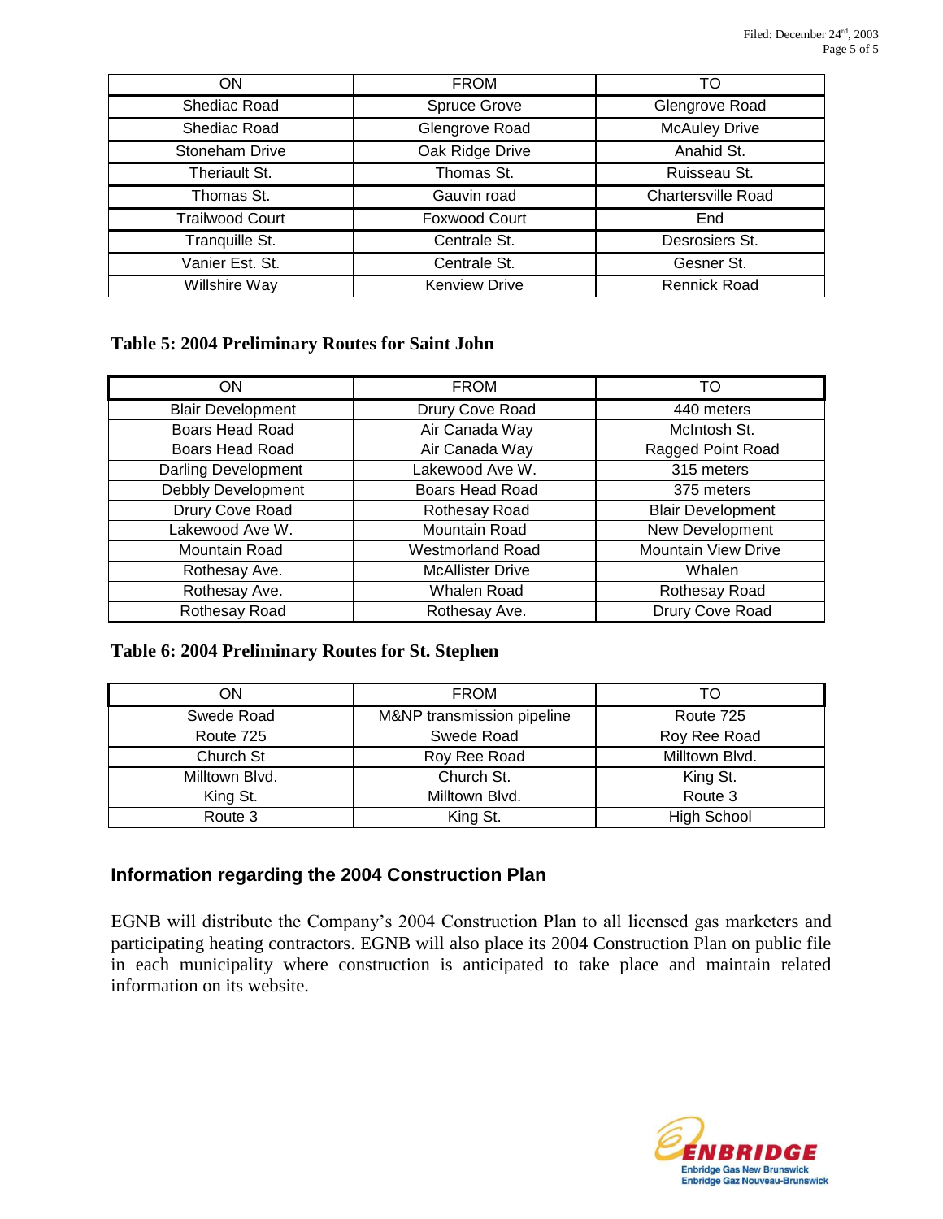| ON | FROM | TO |
|---|---|---|
| Shediac Road | Spruce Grove | Glengrove Road |
| Shediac Road | Glengrove Road | McAuley Drive |
| Stoneham Drive | Oak Ridge Drive | Anahid St. |
| Theriault St. | Thomas St. | Ruisseau St. |
| Thomas St. | Gauvin road | Chartersville Road |
| Trailwood Court | Foxwood Court | End |
| Tranquille St. | Centrale St. | Desrosiers St. |
| Vanier Est. St. | Centrale St. | Gesner St. |
| Willshire Way | Kenview Drive | Rennick Road |

**Table 5: 2004 Preliminary Routes for Saint John**

| ON | FROM | TO |
|---|---|---|
| Blair Development | Drury Cove Road | 440 meters |
| Boars Head Road | Air Canada Way | McIntosh St. |
| Boars Head Road | Air Canada Way | Ragged Point Road |
| Darling Development | Lakewood Ave W. | 315 meters |
| Debbly Development | Boars Head Road | 375 meters |
| Drury Cove Road | Rothesay Road | Blair Development |
| Lakewood Ave W. | Mountain Road | New Development |
| Mountain Road | Westmorland Road | Mountain View Drive |
| Rothesay Ave. | McAllister Drive | Whalen |
| Rothesay Ave. | Whalen Road | Rothesay Road |
| Rothesay Road | Rothesay Ave. | Drury Cove Road |

**Table 6: 2004 Preliminary Routes for St. Stephen**

| ON | FROM | TO |
|---|---|---|
| Swede Road | M&NP transmission pipeline | Route 725 |
| Route 725 | Swede Road | Roy Ree Road |
| Church St | Roy Ree Road | Milltown Blvd. |
| Milltown Blvd. | Church St. | King St. |
| King St. | Milltown Blvd. | Route 3 |
| Route 3 | King St. | High School |

## Information regarding the 2004 Construction Plan

EGNB will distribute the Company's 2004 Construction Plan to all licensed gas marketers and participating heating contractors. EGNB will also place its 2004 Construction Plan on public file in each municipality where construction is anticipated to take place and maintain related information on its website.